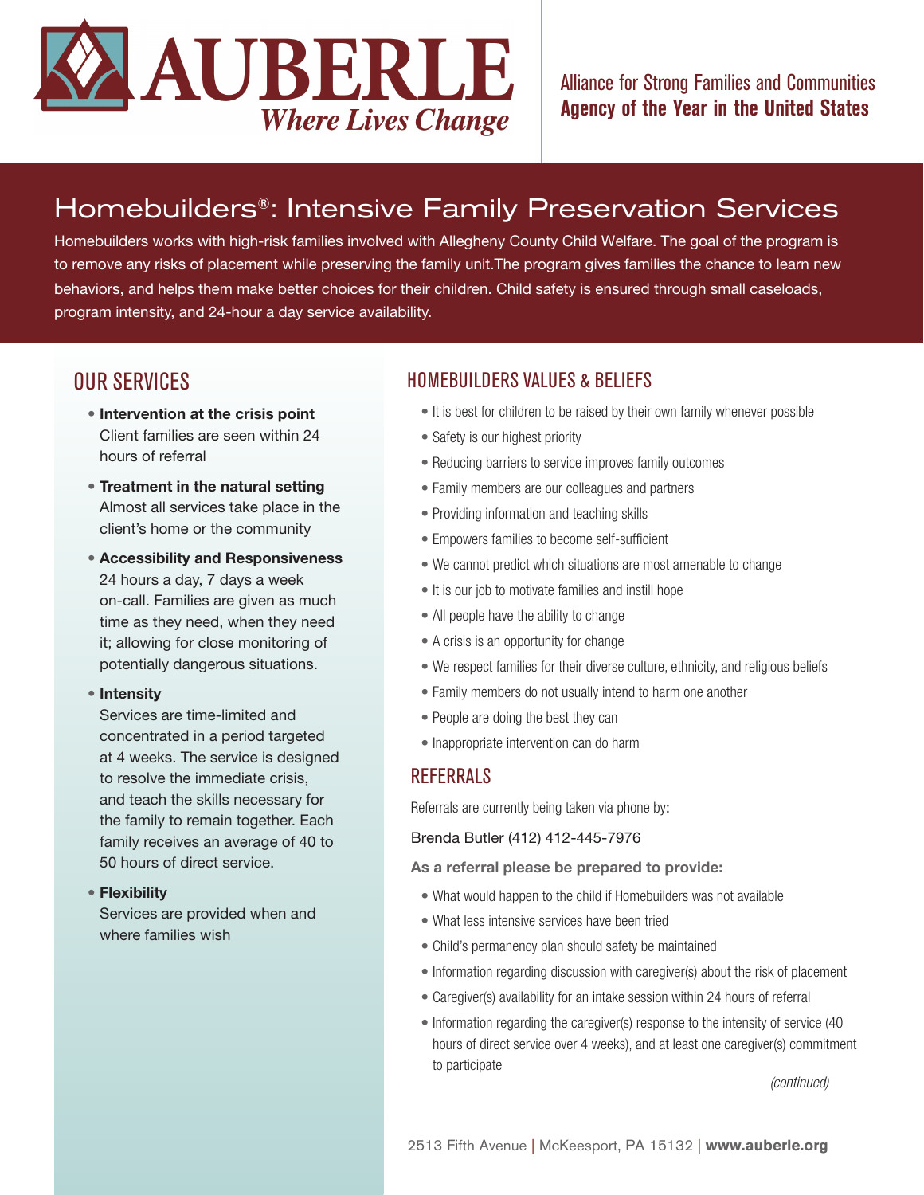# AUBERLE

*Where Lives Change*

Alliance for Strong Families and Communities
**Agency of the Year in the United States**

## Homebuilders®: Intensive Family Preservation Services

Homebuilders works with high-risk families involved with Allegheny County Child Welfare. The goal of the program is to remove any risks of placement while preserving the family unit.The program gives families the chance to learn new behaviors, and helps them make better choices for their children. Child safety is ensured through small caseloads, program intensity, and 24-hour a day service availability.

### OUR SERVICES

- **Intervention at the crisis point**
  Client families are seen within 24 hours of referral
- **Treatment in the natural setting**
  Almost all services take place in the client's home or the community
- **Accessibility and Responsiveness**
  24 hours a day, 7 days a week on-call. Families are given as much time as they need, when they need it; allowing for close monitoring of potentially dangerous situations.
- **Intensity**
  Services are time-limited and concentrated in a period targeted at 4 weeks. The service is designed to resolve the immediate crisis, and teach the skills necessary for the family to remain together. Each family receives an average of 40 to 50 hours of direct service.
- **Flexibility**
  Services are provided when and where families wish

### HOMEBUILDERS VALUES & BELIEFS

- It is best for children to be raised by their own family whenever possible
- Safety is our highest priority
- Reducing barriers to service improves family outcomes
- Family members are our colleagues and partners
- Providing information and teaching skills
- Empowers families to become self-sufficient
- We cannot predict which situations are most amenable to change
- It is our job to motivate families and instill hope
- All people have the ability to change
- A crisis is an opportunity for change
- We respect families for their diverse culture, ethnicity, and religious beliefs
- Family members do not usually intend to harm one another
- People are doing the best they can
- Inappropriate intervention can do harm

### REFERRALS

Referrals are currently being taken via phone by:

Brenda Butler (412) 412-445-7976

**As a referral please be prepared to provide:**

- What would happen to the child if Homebuilders was not available
- What less intensive services have been tried
- Child's permanency plan should safety be maintained
- Information regarding discussion with caregiver(s) about the risk of placement
- Caregiver(s) availability for an intake session within 24 hours of referral
- Information regarding the caregiver(s) response to the intensity of service (40 hours of direct service over 4 weeks), and at least one caregiver(s) commitment to participate

*(continued)*

2513 Fifth Avenue | McKeesport, PA 15132 | **www.auberle.org**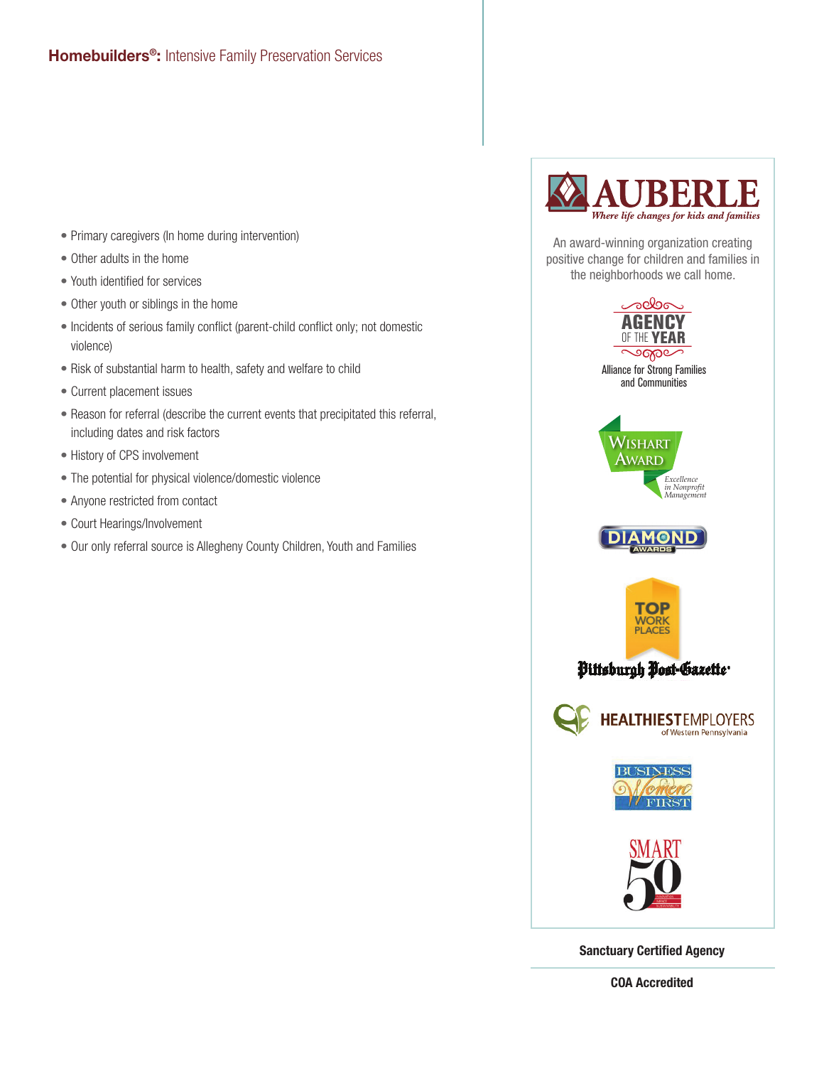**Homebuilders®:** Intensive Family Preservation Services

- Primary caregivers (In home during intervention)
- Other adults in the home
- Youth identified for services
- Other youth or siblings in the home
- Incidents of serious family conflict (parent-child conflict only; not domestic violence)
- Risk of substantial harm to health, safety and welfare to child
- Current placement issues
- Reason for referral (describe the current events that precipitated this referral, including dates and risk factors
- History of CPS involvement
- The potential for physical violence/domestic violence
- Anyone restricted from contact
- Court Hearings/Involvement
- Our only referral source is Allegheny County Children, Youth and Families

AUBERLE
*Where life changes for kids and families*

An award-winning organization creating positive change for children and families in the neighborhoods we call home.

AGENCY OF THE YEAR
Alliance for Strong Families and Communities

WISHART AWARD
*Excellence in Nonprofit Management*

DIAMOND AWARDS

TOP WORK PLACES
Pittsburgh Post-Gazette

HEALTHIEST EMPLOYERS of Western Pennsylvania

BUSINESS Women FIRST

SMART 50

**Sanctuary Certified Agency**

**COA Accredited**